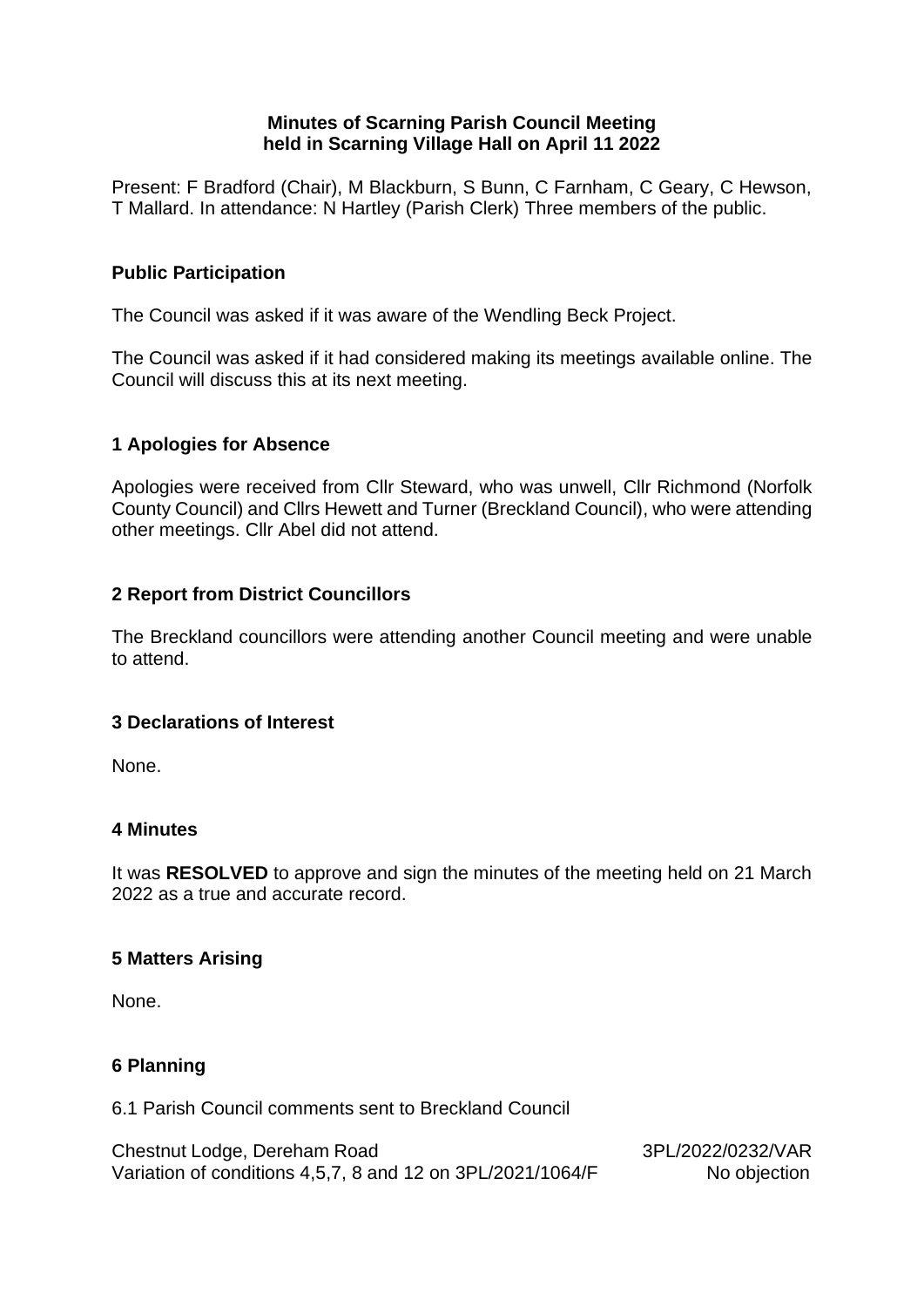**Minutes of Scarning Parish Council Meeting held in Scarning Village Hall on April 11 2022**

Present: F Bradford (Chair), M Blackburn, S Bunn, C Farnham, C Geary, C Hewson, T Mallard. In attendance: N Hartley (Parish Clerk) Three members of the public.

### Public Participation

The Council was asked if it was aware of the Wendling Beck Project.

The Council was asked if it had considered making its meetings available online. The Council will discuss this at its next meeting.

### 1 Apologies for Absence

Apologies were received from Cllr Steward, who was unwell, Cllr Richmond (Norfolk County Council) and Cllrs Hewett and Turner (Breckland Council), who were attending other meetings. Cllr Abel did not attend.

### 2 Report from District Councillors

The Breckland councillors were attending another Council meeting and were unable to attend.

### 3 Declarations of Interest

None.

### 4 Minutes

It was **RESOLVED** to approve and sign the minutes of the meeting held on 21 March 2022 as a true and accurate record.

### 5 Matters Arising

None.

### 6 Planning

6.1 Parish Council comments sent to Breckland Council

| | |
|---|---|
| Chestnut Lodge, Dereham Road | 3PL/2022/0232/VAR |
| Variation of conditions 4,5,7, 8 and 12 on 3PL/2021/1064/F | No objection |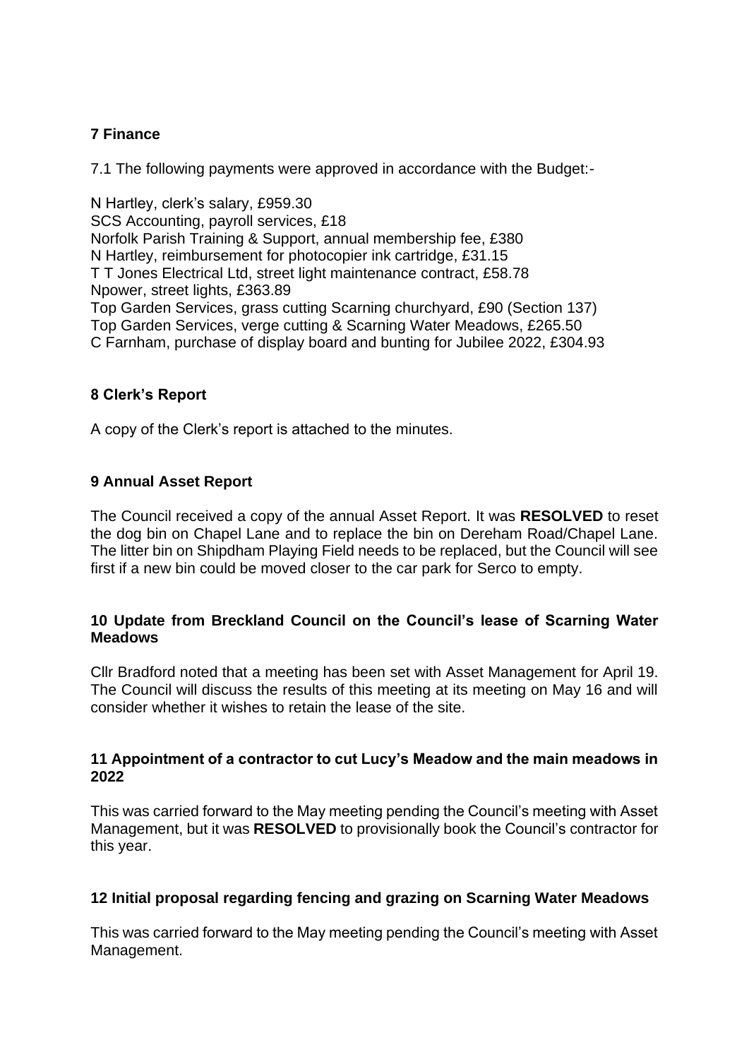## 7 Finance

7.1 The following payments were approved in accordance with the Budget:-

N Hartley, clerk's salary, £959.30
SCS Accounting, payroll services, £18
Norfolk Parish Training & Support, annual membership fee, £380
N Hartley, reimbursement for photocopier ink cartridge, £31.15
T T Jones Electrical Ltd, street light maintenance contract, £58.78
Npower, street lights, £363.89
Top Garden Services, grass cutting Scarning churchyard, £90 (Section 137)
Top Garden Services, verge cutting & Scarning Water Meadows, £265.50
C Farnham, purchase of display board and bunting for Jubilee 2022, £304.93

## 8 Clerk's Report

A copy of the Clerk's report is attached to the minutes.

## 9 Annual Asset Report

The Council received a copy of the annual Asset Report. It was **RESOLVED** to reset the dog bin on Chapel Lane and to replace the bin on Dereham Road/Chapel Lane. The litter bin on Shipdham Playing Field needs to be replaced, but the Council will see first if a new bin could be moved closer to the car park for Serco to empty.

## 10 Update from Breckland Council on the Council's lease of Scarning Water Meadows

Cllr Bradford noted that a meeting has been set with Asset Management for April 19. The Council will discuss the results of this meeting at its meeting on May 16 and will consider whether it wishes to retain the lease of the site.

## 11 Appointment of a contractor to cut Lucy's Meadow and the main meadows in 2022

This was carried forward to the May meeting pending the Council's meeting with Asset Management, but it was **RESOLVED** to provisionally book the Council's contractor for this year.

## 12 Initial proposal regarding fencing and grazing on Scarning Water Meadows

This was carried forward to the May meeting pending the Council's meeting with Asset Management.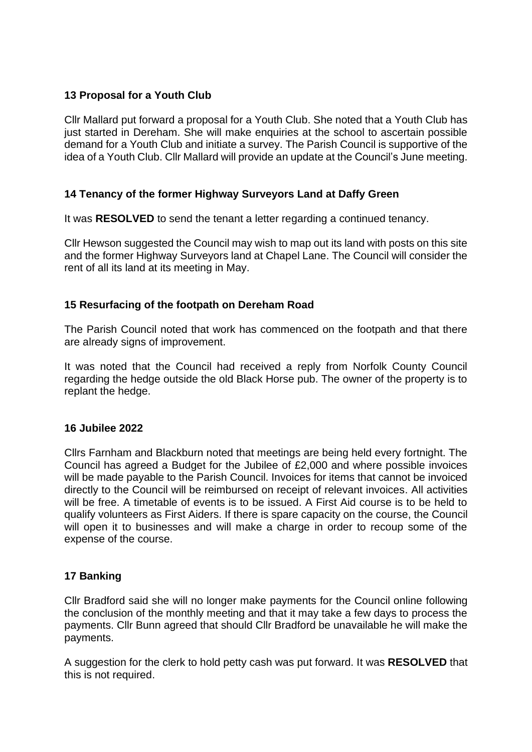### 13 Proposal for a Youth Club

Cllr Mallard put forward a proposal for a Youth Club. She noted that a Youth Club has just started in Dereham. She will make enquiries at the school to ascertain possible demand for a Youth Club and initiate a survey. The Parish Council is supportive of the idea of a Youth Club. Cllr Mallard will provide an update at the Council's June meeting.

### 14 Tenancy of the former Highway Surveyors Land at Daffy Green

It was **RESOLVED** to send the tenant a letter regarding a continued tenancy.

Cllr Hewson suggested the Council may wish to map out its land with posts on this site and the former Highway Surveyors land at Chapel Lane. The Council will consider the rent of all its land at its meeting in May.

### 15 Resurfacing of the footpath on Dereham Road

The Parish Council noted that work has commenced on the footpath and that there are already signs of improvement.

It was noted that the Council had received a reply from Norfolk County Council regarding the hedge outside the old Black Horse pub. The owner of the property is to replant the hedge.

### 16 Jubilee 2022

Cllrs Farnham and Blackburn noted that meetings are being held every fortnight. The Council has agreed a Budget for the Jubilee of £2,000 and where possible invoices will be made payable to the Parish Council. Invoices for items that cannot be invoiced directly to the Council will be reimbursed on receipt of relevant invoices. All activities will be free. A timetable of events is to be issued. A First Aid course is to be held to qualify volunteers as First Aiders. If there is spare capacity on the course, the Council will open it to businesses and will make a charge in order to recoup some of the expense of the course.

### 17 Banking

Cllr Bradford said she will no longer make payments for the Council online following the conclusion of the monthly meeting and that it may take a few days to process the payments. Cllr Bunn agreed that should Cllr Bradford be unavailable he will make the payments.

A suggestion for the clerk to hold petty cash was put forward. It was **RESOLVED** that this is not required.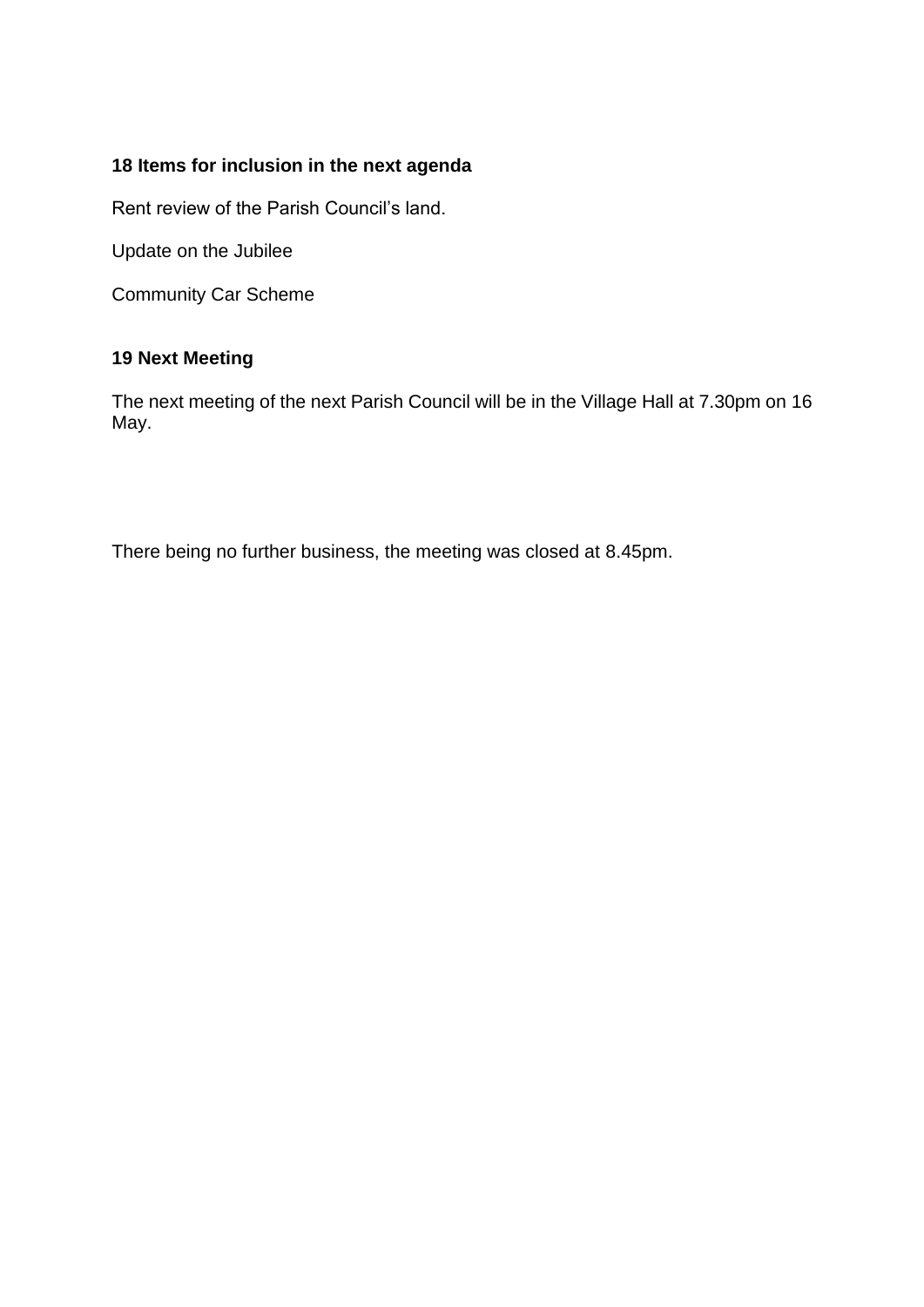### 18 Items for inclusion in the next agenda

Rent review of the Parish Council's land.

Update on the Jubilee

Community Car Scheme

### 19 Next Meeting

The next meeting of the next Parish Council will be in the Village Hall at 7.30pm on 16 May.

There being no further business, the meeting was closed at 8.45pm.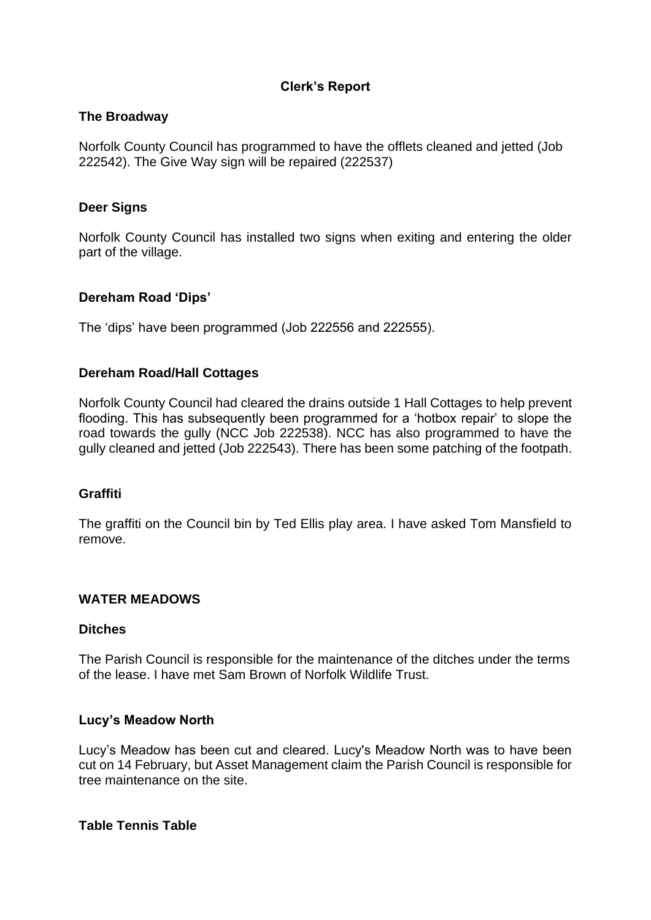## Clerk's Report

### The Broadway

Norfolk County Council has programmed to have the offlets cleaned and jetted (Job 222542). The Give Way sign will be repaired (222537)

### Deer Signs

Norfolk County Council has installed two signs when exiting and entering the older part of the village.

### Dereham Road 'Dips'

The 'dips' have been programmed (Job 222556 and 222555).

### Dereham Road/Hall Cottages

Norfolk County Council had cleared the drains outside 1 Hall Cottages to help prevent flooding. This has subsequently been programmed for a 'hotbox repair' to slope the road towards the gully (NCC Job 222538). NCC has also programmed to have the gully cleaned and jetted (Job 222543). There has been some patching of the footpath.

### Graffiti

The graffiti on the Council bin by Ted Ellis play area. I have asked Tom Mansfield to remove.

## WATER MEADOWS

### Ditches

The Parish Council is responsible for the maintenance of the ditches under the terms of the lease. I have met Sam Brown of Norfolk Wildlife Trust.

### Lucy's Meadow North

Lucy's Meadow has been cut and cleared. Lucy's Meadow North was to have been cut on 14 February, but Asset Management claim the Parish Council is responsible for tree maintenance on the site.

### Table Tennis Table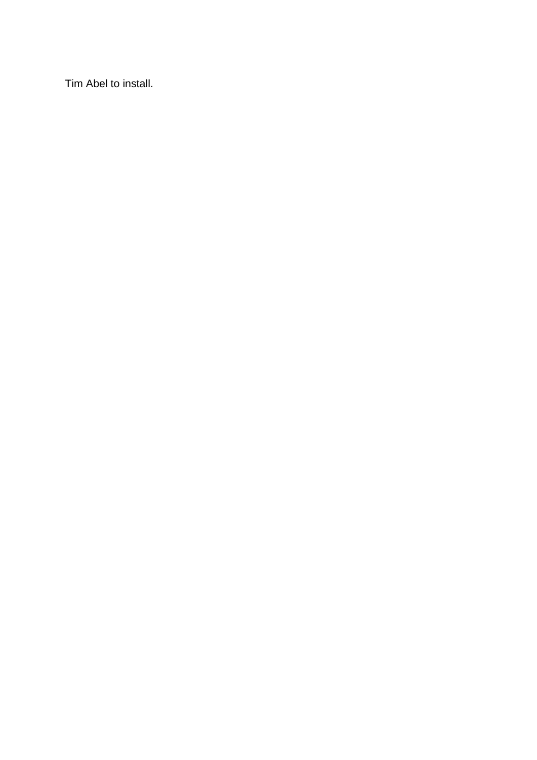Tim Abel to install.